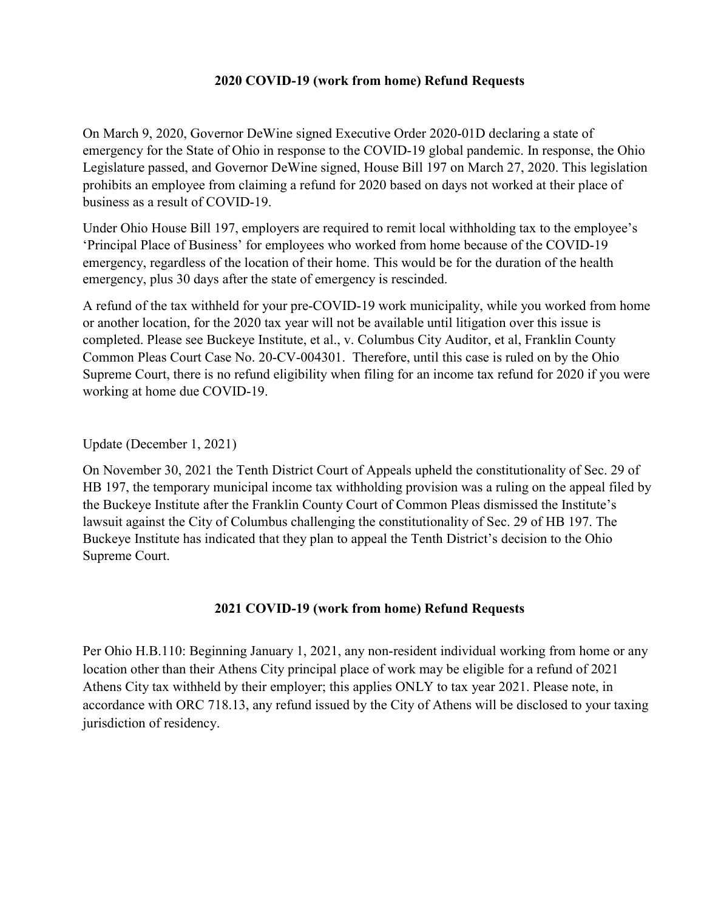## 2020 COVID-19 (work from home) Refund Requests

On March 9, 2020, Governor DeWine signed Executive Order 2020-01D declaring a state of emergency for the State of Ohio in response to the COVID-19 global pandemic. In response, the Ohio Legislature passed, and Governor DeWine signed, House Bill 197 on March 27, 2020. This legislation prohibits an employee from claiming a refund for 2020 based on days not worked at their place of business as a result of COVID-19.

Under Ohio House Bill 197, employers are required to remit local withholding tax to the employee's 'Principal Place of Business' for employees who worked from home because of the COVID-19 emergency, regardless of the location of their home. This would be for the duration of the health emergency, plus 30 days after the state of emergency is rescinded.

A refund of the tax withheld for your pre-COVID-19 work municipality, while you worked from home or another location, for the 2020 tax year will not be available until litigation over this issue is completed. Please see Buckeye Institute, et al., v. Columbus City Auditor, et al, Franklin County Common Pleas Court Case No. 20-CV-004301. Therefore, until this case is ruled on by the Ohio Supreme Court, there is no refund eligibility when filing for an income tax refund for 2020 if you were working at home due COVID-19.

Update (December 1, 2021)

On November 30, 2021 the Tenth District Court of Appeals upheld the constitutionality of Sec. 29 of HB 197, the temporary municipal income tax withholding provision was a ruling on the appeal filed by the Buckeye Institute after the Franklin County Court of Common Pleas dismissed the Institute's lawsuit against the City of Columbus challenging the constitutionality of Sec. 29 of HB 197. The Buckeye Institute has indicated that they plan to appeal the Tenth District's decision to the Ohio Supreme Court.

## 2021 COVID-19 (work from home) Refund Requests

Per Ohio H.B.110: Beginning January 1, 2021, any non-resident individual working from home or any location other than their Athens City principal place of work may be eligible for a refund of 2021 Athens City tax withheld by their employer; this applies ONLY to tax year 2021. Please note, in accordance with ORC 718.13, any refund issued by the City of Athens will be disclosed to your taxing jurisdiction of residency.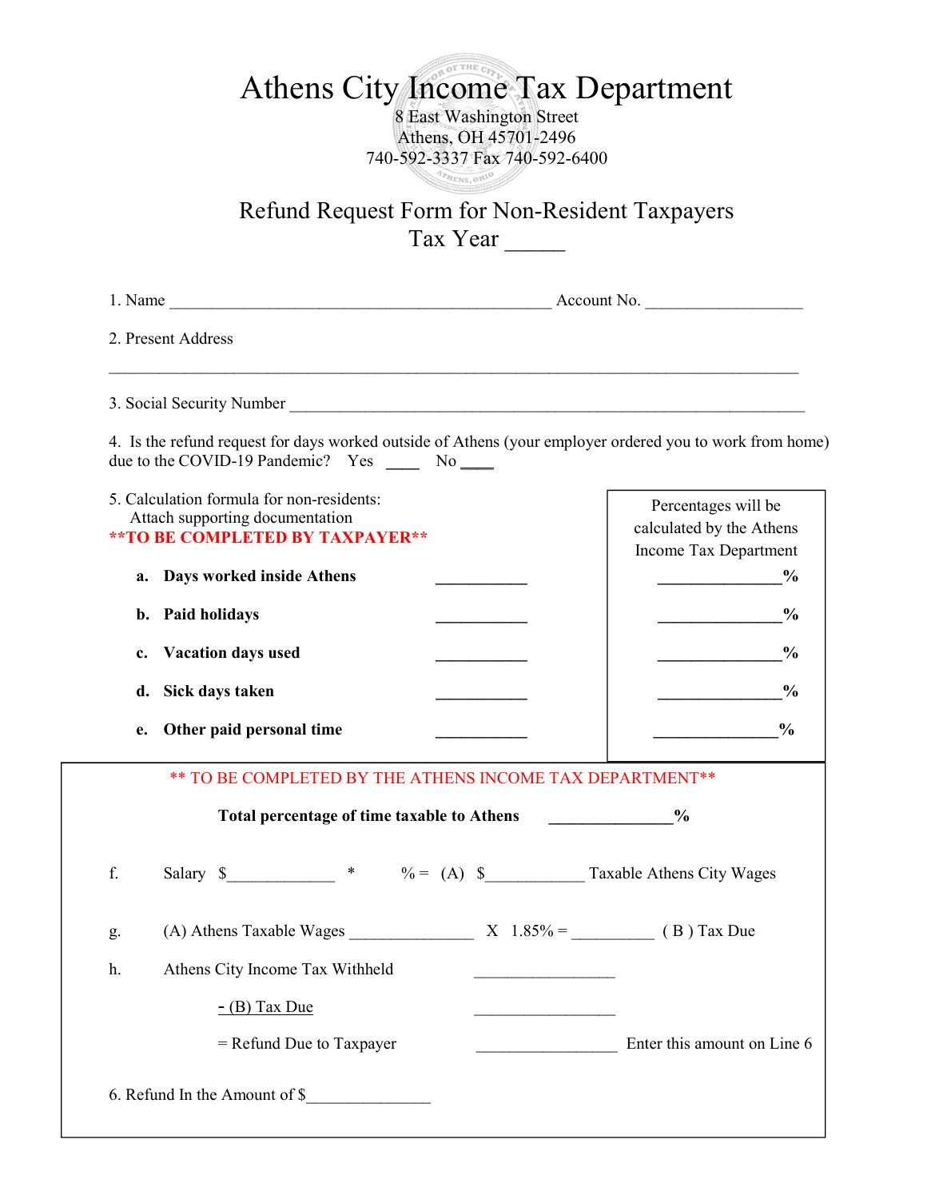# Athens City Income Tax Department

8 East Washington Street
Athens, OH 45701-2496
740-592-3337 Fax 740-592-6400

## Refund Request Form for Non-Resident Taxpayers
## Tax Year _____

1. Name _____________________________________________ Account No. __________________

2. Present Address

_______________________________________________________________________________

3. Social Security Number ____________________________________________________________

4. Is the refund request for days worked outside of Athens (your employer ordered you to work from home) due to the COVID-19 Pandemic? Yes ____ No ____

5. Calculation formula for non-residents:
   Attach supporting documentation
   **\*\*TO BE COMPLETED BY TAXPAYER\*\***

| | | Percentages will be calculated by the Athens Income Tax Department |
|---|---|---|
| **a. Days worked inside Athens** | __________ | ______________% |
| **b. Paid holidays** | __________ | ______________% |
| **c. Vacation days used** | __________ | ______________% |
| **d. Sick days taken** | __________ | ______________% |
| **e. Other paid personal time** | __________ | ______________% |

**\*\* TO BE COMPLETED BY THE ATHENS INCOME TAX DEPARTMENT\*\***

**Total percentage of time taxable to Athens** ______________%

f. Salary $____________ * % = (A) $___________ Taxable Athens City Wages

g. (A) Athens Taxable Wages ______________ X 1.85% = __________ ( B ) Tax Due

h. Athens City Income Tax Withheld ________________

   - (B) Tax Due ________________

   = Refund Due to Taxpayer ________________ Enter this amount on Line 6

6. Refund In the Amount of $______________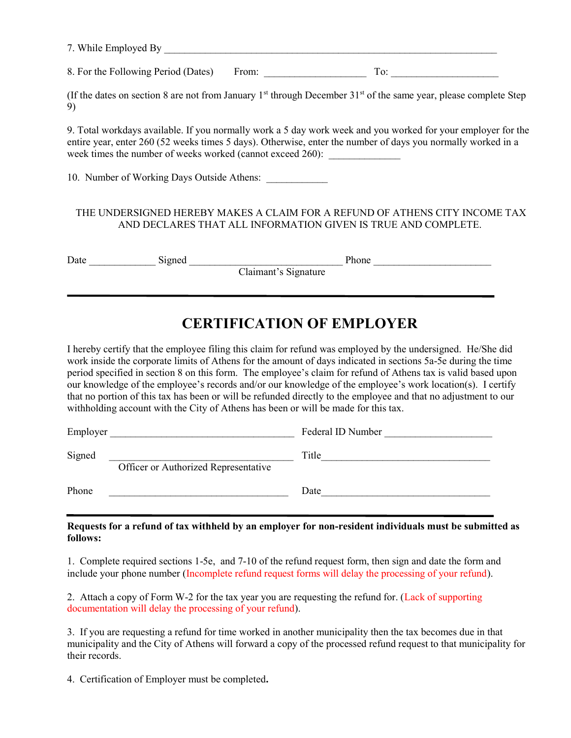7. While Employed By ______________________________________________________________________

8. For the Following Period (Dates)  From: ____________________  To: _____________________

(If the dates on section 8 are not from January 1st through December 31st of the same year, please complete Step 9)

9. Total workdays available. If you normally work a 5 day work week and you worked for your employer for the entire year, enter 260 (52 weeks times 5 days). Otherwise, enter the number of days you normally worked in a week times the number of weeks worked (cannot exceed 260): ______________

10. Number of Working Days Outside Athens: ____________

THE UNDERSIGNED HEREBY MAKES A CLAIM FOR A REFUND OF ATHENS CITY INCOME TAX AND DECLARES THAT ALL INFORMATION GIVEN IS TRUE AND COMPLETE.

Date _____________ Signed ______________________________ Phone _______________________
Claimant's Signature

---

## CERTIFICATION OF EMPLOYER

I hereby certify that the employee filing this claim for refund was employed by the undersigned. He/She did work inside the corporate limits of Athens for the amount of days indicated in sections 5a-5e during the time period specified in section 8 on this form. The employee's claim for refund of Athens tax is valid based upon our knowledge of the employee's records and/or our knowledge of the employee's work location(s). I certify that no portion of this tax has been or will be refunded directly to the employee and that no adjustment to our withholding account with the City of Athens has been or will be made for this tax.

Employer ____________________________________ Federal ID Number _____________________

Signed ____________________________________ Title_________________________________
Officer or Authorized Representative

Phone ____________________________________ Date_________________________________

---

**Requests for a refund of tax withheld by an employer for non-resident individuals must be submitted as follows:**

1. Complete required sections 1-5e, and 7-10 of the refund request form, then sign and date the form and include your phone number (Incomplete refund request forms will delay the processing of your refund).

2. Attach a copy of Form W-2 for the tax year you are requesting the refund for. (Lack of supporting documentation will delay the processing of your refund).

3. If you are requesting a refund for time worked in another municipality then the tax becomes due in that municipality and the City of Athens will forward a copy of the processed refund request to that municipality for their records.

4. Certification of Employer must be completed**.**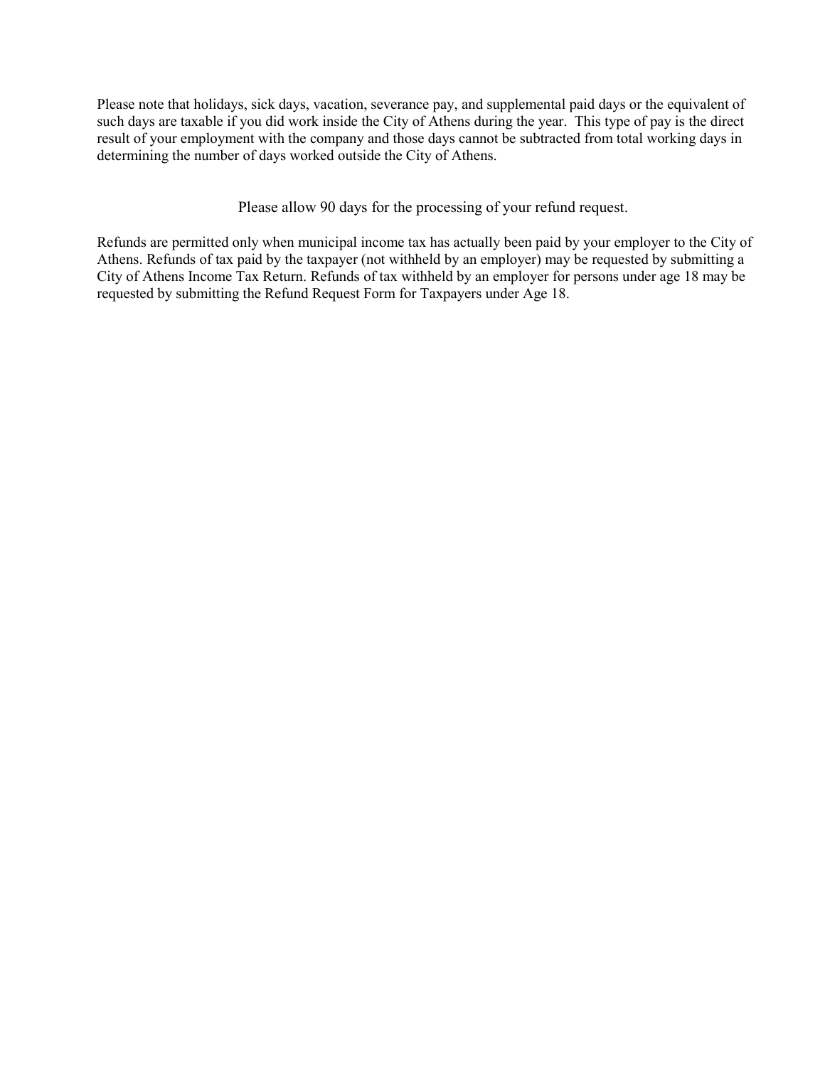Please note that holidays, sick days, vacation, severance pay, and supplemental paid days or the equivalent of such days are taxable if you did work inside the City of Athens during the year. This type of pay is the direct result of your employment with the company and those days cannot be subtracted from total working days in determining the number of days worked outside the City of Athens.

Please allow 90 days for the processing of your refund request.

Refunds are permitted only when municipal income tax has actually been paid by your employer to the City of Athens. Refunds of tax paid by the taxpayer (not withheld by an employer) may be requested by submitting a City of Athens Income Tax Return. Refunds of tax withheld by an employer for persons under age 18 may be requested by submitting the Refund Request Form for Taxpayers under Age 18.